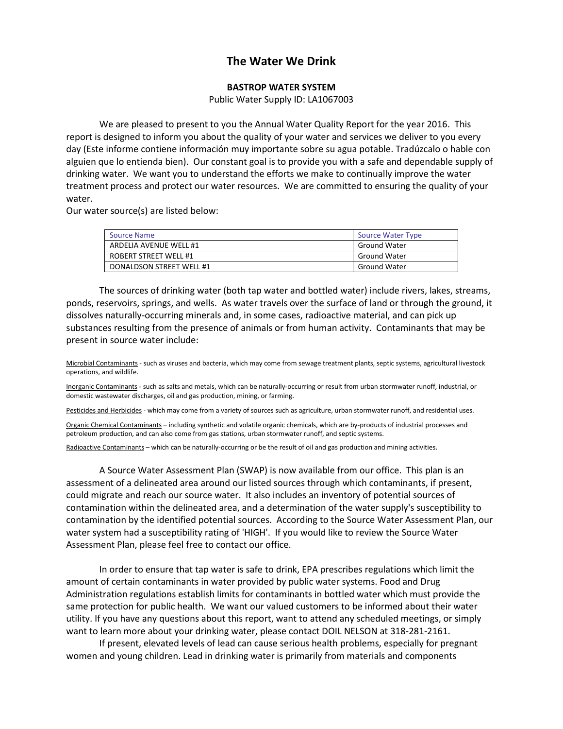# The Water We Drink

**BASTROP WATER SYSTEM**

Public Water Supply ID: LA1067003

We are pleased to present to you the Annual Water Quality Report for the year 2016. This report is designed to inform you about the quality of your water and services we deliver to you every day (Este informe contiene información muy importante sobre su agua potable. Tradúzcalo o hable con alguien que lo entienda bien). Our constant goal is to provide you with a safe and dependable supply of drinking water. We want you to understand the efforts we make to continually improve the water treatment process and protect our water resources. We are committed to ensuring the quality of your water.

Our water source(s) are listed below:

| Source Name | Source Water Type |
|---|---|
| ARDELIA AVENUE WELL #1 | Ground Water |
| ROBERT STREET WELL #1 | Ground Water |
| DONALDSON STREET WELL #1 | Ground Water |

The sources of drinking water (both tap water and bottled water) include rivers, lakes, streams, ponds, reservoirs, springs, and wells. As water travels over the surface of land or through the ground, it dissolves naturally-occurring minerals and, in some cases, radioactive material, and can pick up substances resulting from the presence of animals or from human activity. Contaminants that may be present in source water include:

Microbial Contaminants - such as viruses and bacteria, which may come from sewage treatment plants, septic systems, agricultural livestock operations, and wildlife.

Inorganic Contaminants - such as salts and metals, which can be naturally-occurring or result from urban stormwater runoff, industrial, or domestic wastewater discharges, oil and gas production, mining, or farming.

Pesticides and Herbicides - which may come from a variety of sources such as agriculture, urban stormwater runoff, and residential uses.

Organic Chemical Contaminants – including synthetic and volatile organic chemicals, which are by-products of industrial processes and petroleum production, and can also come from gas stations, urban stormwater runoff, and septic systems.

Radioactive Contaminants – which can be naturally-occurring or be the result of oil and gas production and mining activities.

A Source Water Assessment Plan (SWAP) is now available from our office. This plan is an assessment of a delineated area around our listed sources through which contaminants, if present, could migrate and reach our source water. It also includes an inventory of potential sources of contamination within the delineated area, and a determination of the water supply's susceptibility to contamination by the identified potential sources. According to the Source Water Assessment Plan, our water system had a susceptibility rating of 'HIGH'. If you would like to review the Source Water Assessment Plan, please feel free to contact our office.

In order to ensure that tap water is safe to drink, EPA prescribes regulations which limit the amount of certain contaminants in water provided by public water systems. Food and Drug Administration regulations establish limits for contaminants in bottled water which must provide the same protection for public health. We want our valued customers to be informed about their water utility. If you have any questions about this report, want to attend any scheduled meetings, or simply want to learn more about your drinking water, please contact DOIL NELSON at 318-281-2161.

If present, elevated levels of lead can cause serious health problems, especially for pregnant women and young children. Lead in drinking water is primarily from materials and components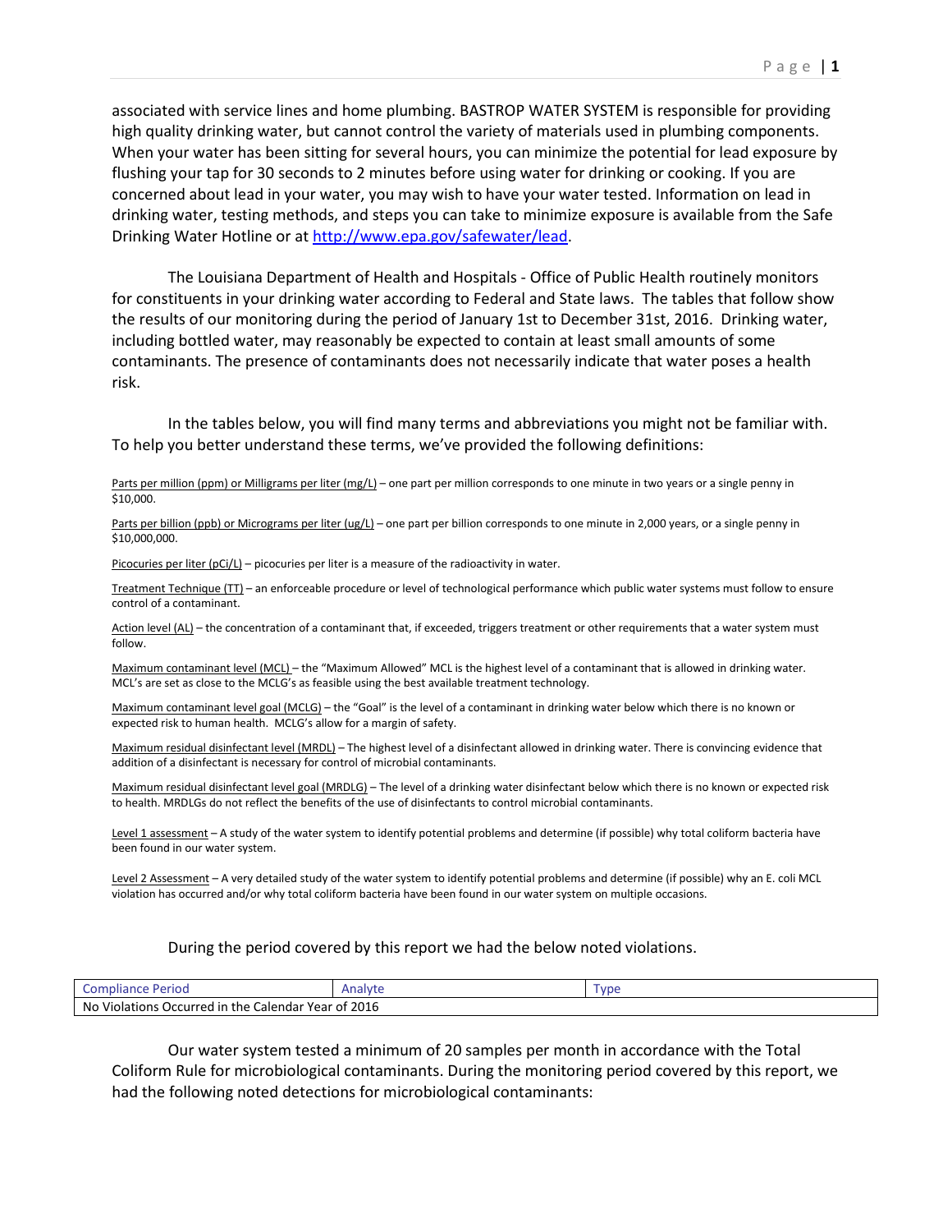associated with service lines and home plumbing. BASTROP WATER SYSTEM is responsible for providing high quality drinking water, but cannot control the variety of materials used in plumbing components. When your water has been sitting for several hours, you can minimize the potential for lead exposure by flushing your tap for 30 seconds to 2 minutes before using water for drinking or cooking. If you are concerned about lead in your water, you may wish to have your water tested. Information on lead in drinking water, testing methods, and steps you can take to minimize exposure is available from the Safe Drinking Water Hotline or at http://www.epa.gov/safewater/lead.

The Louisiana Department of Health and Hospitals - Office of Public Health routinely monitors for constituents in your drinking water according to Federal and State laws. The tables that follow show the results of our monitoring during the period of January 1st to December 31st, 2016. Drinking water, including bottled water, may reasonably be expected to contain at least small amounts of some contaminants. The presence of contaminants does not necessarily indicate that water poses a health risk.

In the tables below, you will find many terms and abbreviations you might not be familiar with. To help you better understand these terms, we've provided the following definitions:

Parts per million (ppm) or Milligrams per liter (mg/L) – one part per million corresponds to one minute in two years or a single penny in $10,000.

Parts per billion (ppb) or Micrograms per liter (ug/L) – one part per billion corresponds to one minute in 2,000 years, or a single penny in $10,000,000.

Picocuries per liter (pCi/L) – picocuries per liter is a measure of the radioactivity in water.

Treatment Technique (TT) – an enforceable procedure or level of technological performance which public water systems must follow to ensure control of a contaminant.

Action level (AL) – the concentration of a contaminant that, if exceeded, triggers treatment or other requirements that a water system must follow.

Maximum contaminant level (MCL) – the "Maximum Allowed" MCL is the highest level of a contaminant that is allowed in drinking water. MCL's are set as close to the MCLG's as feasible using the best available treatment technology.

Maximum contaminant level goal (MCLG) – the "Goal" is the level of a contaminant in drinking water below which there is no known or expected risk to human health. MCLG's allow for a margin of safety.

Maximum residual disinfectant level (MRDL) – The highest level of a disinfectant allowed in drinking water. There is convincing evidence that addition of a disinfectant is necessary for control of microbial contaminants.

Maximum residual disinfectant level goal (MRDLG) – The level of a drinking water disinfectant below which there is no known or expected risk to health. MRDLGs do not reflect the benefits of the use of disinfectants to control microbial contaminants.

Level 1 assessment – A study of the water system to identify potential problems and determine (if possible) why total coliform bacteria have been found in our water system.

Level 2 Assessment – A very detailed study of the water system to identify potential problems and determine (if possible) why an E. coli MCL violation has occurred and/or why total coliform bacteria have been found in our water system on multiple occasions.

During the period covered by this report we had the below noted violations.

| Compliance Period | Analyte | Type |
| --- | --- | --- |
| No Violations Occurred in the Calendar Year of 2016 | | |

Our water system tested a minimum of 20 samples per month in accordance with the Total Coliform Rule for microbiological contaminants. During the monitoring period covered by this report, we had the following noted detections for microbiological contaminants: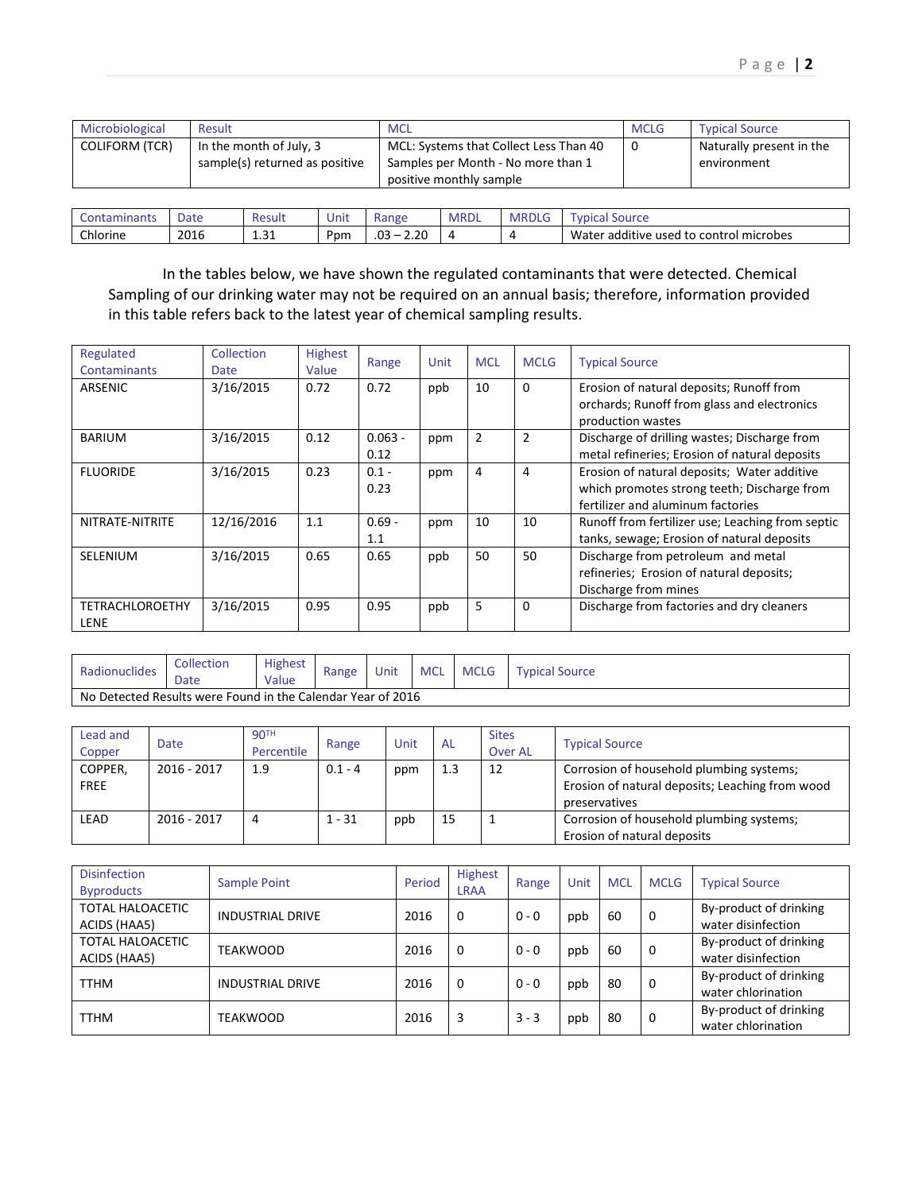| Microbiological | Result | MCL | MCLG | Typical Source |
|---|---|---|---|---|
| COLIFORM (TCR) | In the month of July, 3 sample(s) returned as positive | MCL: Systems that Collect Less Than 40 Samples per Month - No more than 1 positive monthly sample | 0 | Naturally present in the environment |

| Contaminants | Date | Result | Unit | Range | MRDL | MRDLG | Typical Source |
|---|---|---|---|---|---|---|---|
| Chlorine | 2016 | 1.31 | Ppm | .03 – 2.20 | 4 | 4 | Water additive used to control microbes |

In the tables below, we have shown the regulated contaminants that were detected. Chemical Sampling of our drinking water may not be required on an annual basis; therefore, information provided in this table refers back to the latest year of chemical sampling results.

| Regulated Contaminants | Collection Date | Highest Value | Range | Unit | MCL | MCLG | Typical Source |
|---|---|---|---|---|---|---|---|
| ARSENIC | 3/16/2015 | 0.72 | 0.72 | ppb | 10 | 0 | Erosion of natural deposits; Runoff from orchards; Runoff from glass and electronics production wastes |
| BARIUM | 3/16/2015 | 0.12 | 0.063 - 0.12 | ppm | 2 | 2 | Discharge of drilling wastes; Discharge from metal refineries; Erosion of natural deposits |
| FLUORIDE | 3/16/2015 | 0.23 | 0.1 - 0.23 | ppm | 4 | 4 | Erosion of natural deposits; Water additive which promotes strong teeth; Discharge from fertilizer and aluminum factories |
| NITRATE-NITRITE | 12/16/2016 | 1.1 | 0.69 - 1.1 | ppm | 10 | 10 | Runoff from fertilizer use; Leaching from septic tanks, sewage; Erosion of natural deposits |
| SELENIUM | 3/16/2015 | 0.65 | 0.65 | ppb | 50 | 50 | Discharge from petroleum and metal refineries; Erosion of natural deposits; Discharge from mines |
| TETRACHLOROETHYLENE | 3/16/2015 | 0.95 | 0.95 | ppb | 5 | 0 | Discharge from factories and dry cleaners |

| Radionuclides | Collection Date | Highest Value | Range | Unit | MCL | MCLG | Typical Source |
|---|---|---|---|---|---|---|---|
| No Detected Results were Found in the Calendar Year of 2016 | | | | | | | |

| Lead and Copper | Date | 90TH Percentile | Range | Unit | AL | Sites Over AL | Typical Source |
|---|---|---|---|---|---|---|---|
| COPPER, FREE | 2016 - 2017 | 1.9 | 0.1 - 4 | ppm | 1.3 | 12 | Corrosion of household plumbing systems; Erosion of natural deposits; Leaching from wood preservatives |
| LEAD | 2016 - 2017 | 4 | 1 - 31 | ppb | 15 | 1 | Corrosion of household plumbing systems; Erosion of natural deposits |

| Disinfection Byproducts | Sample Point | Period | Highest LRAA | Range | Unit | MCL | MCLG | Typical Source |
|---|---|---|---|---|---|---|---|---|
| TOTAL HALOACETIC ACIDS (HAA5) | INDUSTRIAL DRIVE | 2016 | 0 | 0 - 0 | ppb | 60 | 0 | By-product of drinking water disinfection |
| TOTAL HALOACETIC ACIDS (HAA5) | TEAKWOOD | 2016 | 0 | 0 - 0 | ppb | 60 | 0 | By-product of drinking water disinfection |
| TTHM | INDUSTRIAL DRIVE | 2016 | 0 | 0 - 0 | ppb | 80 | 0 | By-product of drinking water chlorination |
| TTHM | TEAKWOOD | 2016 | 3 | 3 - 3 | ppb | 80 | 0 | By-product of drinking water chlorination |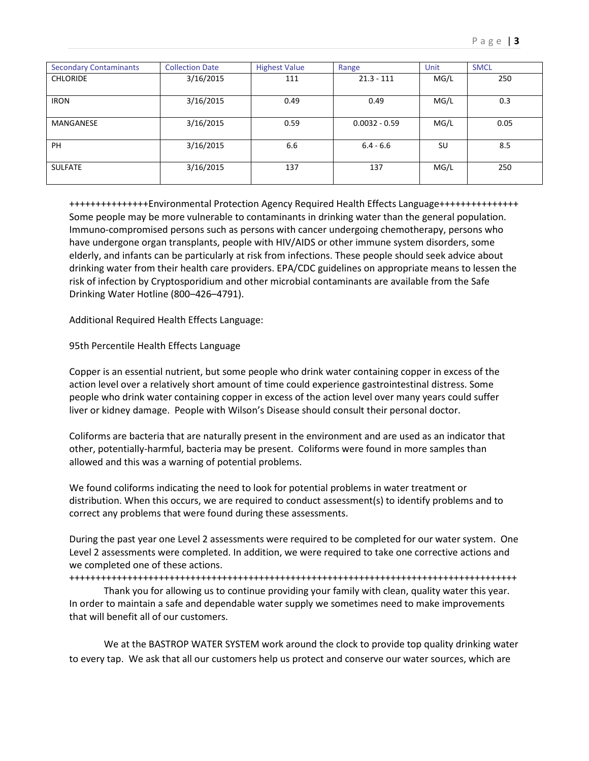| Secondary Contaminants | Collection Date | Highest Value | Range | Unit | SMCL |
|---|---|---|---|---|---|
| CHLORIDE | 3/16/2015 | 111 | 21.3 - 111 | MG/L | 250 |
| IRON | 3/16/2015 | 0.49 | 0.49 | MG/L | 0.3 |
| MANGANESE | 3/16/2015 | 0.59 | 0.0032 - 0.59 | MG/L | 0.05 |
| PH | 3/16/2015 | 6.6 | 6.4 - 6.6 | SU | 8.5 |
| SULFATE | 3/16/2015 | 137 | 137 | MG/L | 250 |

+++++++++++++++Environmental Protection Agency Required Health Effects Language+++++++++++++++
Some people may be more vulnerable to contaminants in drinking water than the general population. Immuno-compromised persons such as persons with cancer undergoing chemotherapy, persons who have undergone organ transplants, people with HIV/AIDS or other immune system disorders, some elderly, and infants can be particularly at risk from infections. These people should seek advice about drinking water from their health care providers. EPA/CDC guidelines on appropriate means to lessen the risk of infection by Cryptosporidium and other microbial contaminants are available from the Safe Drinking Water Hotline (800–426–4791).

Additional Required Health Effects Language:

95th Percentile Health Effects Language

Copper is an essential nutrient, but some people who drink water containing copper in excess of the action level over a relatively short amount of time could experience gastrointestinal distress. Some people who drink water containing copper in excess of the action level over many years could suffer liver or kidney damage. People with Wilson's Disease should consult their personal doctor.

Coliforms are bacteria that are naturally present in the environment and are used as an indicator that other, potentially-harmful, bacteria may be present. Coliforms were found in more samples than allowed and this was a warning of potential problems.

We found coliforms indicating the need to look for potential problems in water treatment or distribution. When this occurs, we are required to conduct assessment(s) to identify problems and to correct any problems that were found during these assessments.

During the past year one Level 2 assessments were required to be completed for our water system. One Level 2 assessments were completed. In addition, we were required to take one corrective actions and we completed one of these actions.
+++++++++++++++++++++++++++++++++++++++++++++++++++++++++++++++++++++++++++++++++++++++

Thank you for allowing us to continue providing your family with clean, quality water this year. In order to maintain a safe and dependable water supply we sometimes need to make improvements that will benefit all of our customers.

We at the BASTROP WATER SYSTEM work around the clock to provide top quality drinking water to every tap. We ask that all our customers help us protect and conserve our water sources, which are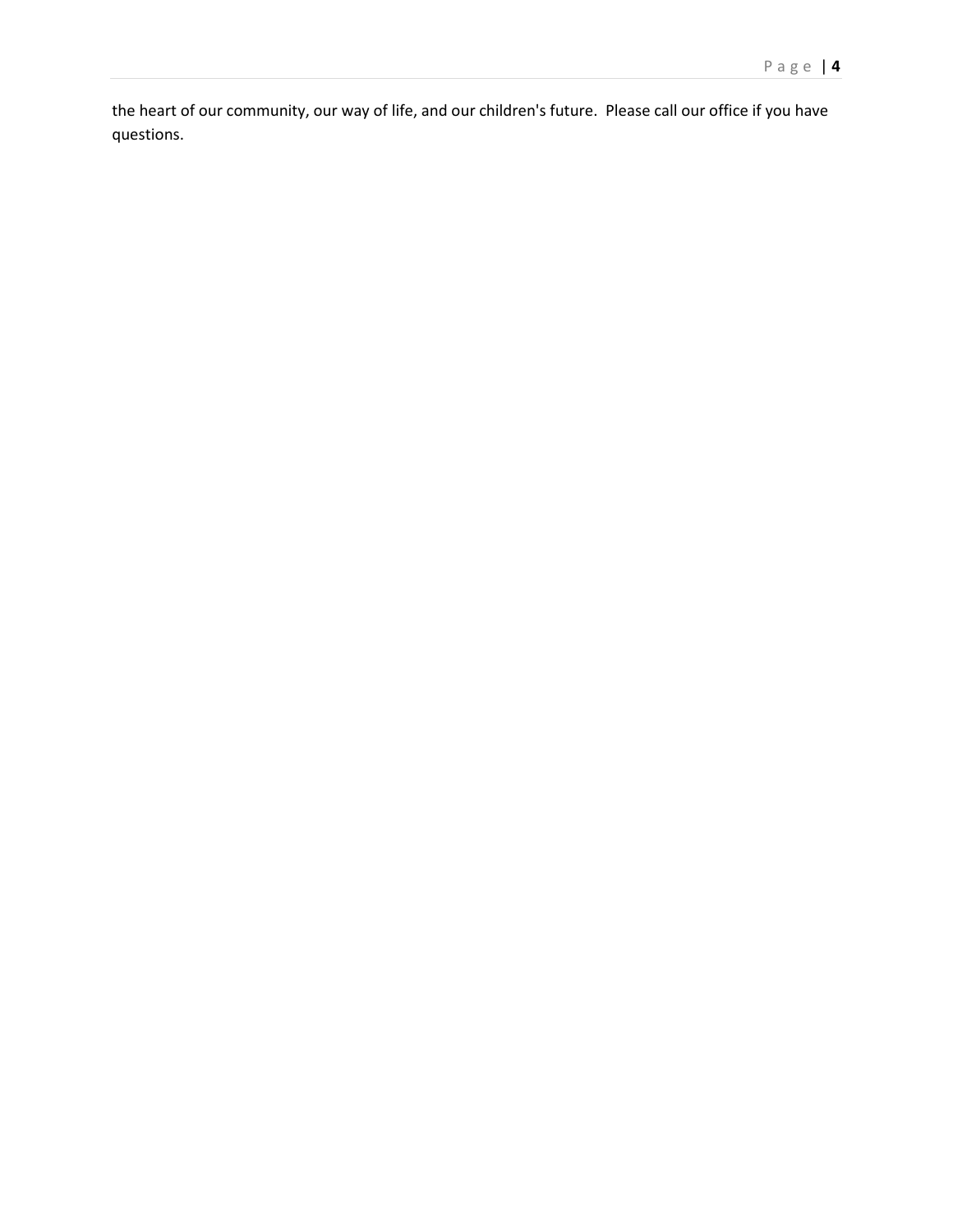the heart of our community, our way of life, and our children's future.  Please call our office if you have questions.